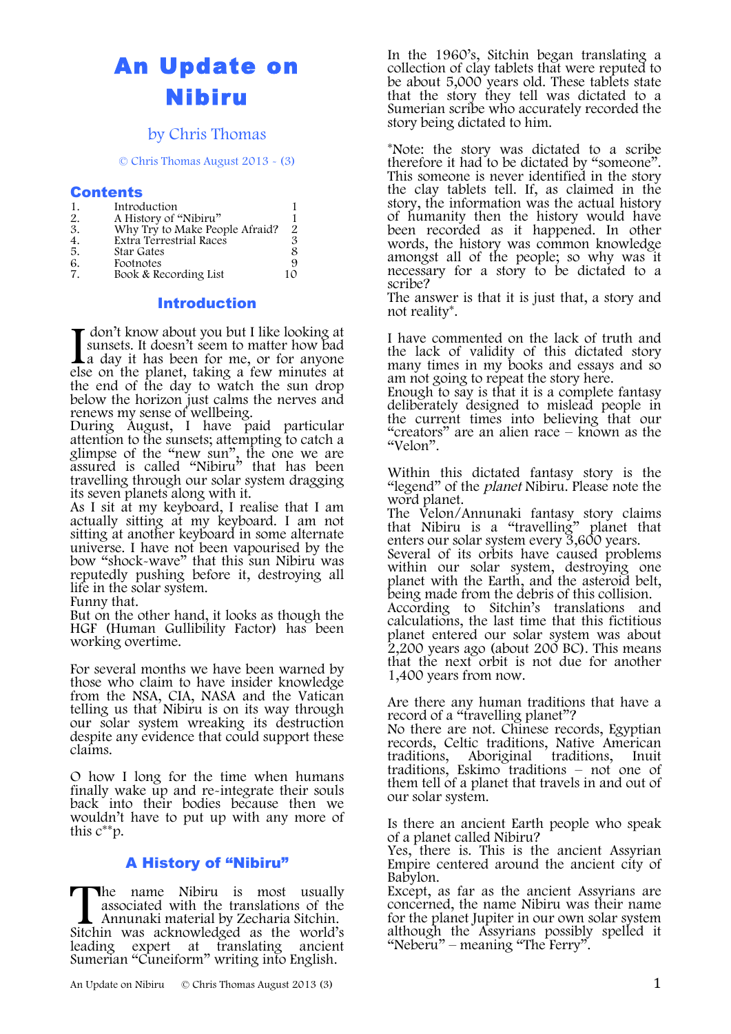# An Update on Nibiru

by Chris Thomas

© Chris Thomas August 2013 - (3)

## Contents

| | | |
|---|---|---|
| 1. | Introduction | 1 |
| 2. | A History of "Nibiru" | 1 |
| 3. | Why Try to Make People Afraid? | 2 |
| 4. | Extra Terrestrial Races | 3 |
| 5. | Star Gates | 8 |
| 6. | Footnotes | 9 |
| 7. | Book & Recording List | 10 |

## Introduction

I don't know about you but I like looking at sunsets. It doesn't seem to matter how bad a day it has been for me, or for anyone else on the planet, taking a few minutes at the end of the day to watch the sun drop below the horizon just calms the nerves and renews my sense of wellbeing.
During August, I have paid particular attention to the sunsets; attempting to catch a glimpse of the "new sun", the one we are assured is called "Nibiru" that has been travelling through our solar system dragging its seven planets along with it.
As I sit at my keyboard, I realise that I am actually sitting at my keyboard. I am not sitting at another keyboard in some alternate universe. I have not been vapourised by the bow "shock-wave" that this sun Nibiru was reputedly pushing before it, destroying all life in the solar system.
Funny that.
But on the other hand, it looks as though the HGF (Human Gullibility Factor) has been working overtime.

For several months we have been warned by those who claim to have insider knowledge from the NSA, CIA, NASA and the Vatican telling us that Nibiru is on its way through our solar system wreaking its destruction despite any evidence that could support these claims.

O how I long for the time when humans finally wake up and re-integrate their souls back into their bodies because then we wouldn't have to put up with any more of this c**p.

## A History of "Nibiru"

The name Nibiru is most usually associated with the translations of the Annunaki material by Zecharia Sitchin. Sitchin was acknowledged as the world's leading expert at translating ancient Sumerian "Cuneiform" writing into English.

In the 1960's, Sitchin began translating a collection of clay tablets that were reputed to be about 5,000 years old. These tablets state that the story they tell was dictated to a Sumerian scribe who accurately recorded the story being dictated to him.

*Note: the story was dictated to a scribe therefore it had to be dictated by "someone". This someone is never identified in the story the clay tablets tell. If, as claimed in the story, the information was the actual history of humanity then the history would have been recorded as it happened. In other words, the history was common knowledge amongst all of the people; so why was it necessary for a story to be dictated to a scribe?
The answer is that it is just that, a story and not reality*.

I have commented on the lack of truth and the lack of validity of this dictated story many times in my books and essays and so am not going to repeat the story here.
Enough to say is that it is a complete fantasy deliberately designed to mislead people in the current times into believing that our "creators" are an alien race – known as the "Velon".

Within this dictated fantasy story is the "legend" of the *planet* Nibiru. Please note the word planet.
The Velon/Annunaki fantasy story claims that Nibiru is a "travelling" planet that enters our solar system every 3,600 years.
Several of its orbits have caused problems within our solar system, destroying one planet with the Earth, and the asteroid belt, being made from the debris of this collision.
According to Sitchin's translations and calculations, the last time that this fictitious planet entered our solar system was about 2,200 years ago (about 200 BC). This means that the next orbit is not due for another 1,400 years from now.

Are there any human traditions that have a record of a "travelling planet"?
No there are not. Chinese records, Egyptian records, Celtic traditions, Native American traditions, Aboriginal traditions, Inuit traditions, Eskimo traditions – not one of them tell of a planet that travels in and out of our solar system.

Is there an ancient Earth people who speak of a planet called Nibiru?
Yes, there is. This is the ancient Assyrian Empire centered around the ancient city of Babylon.
Except, as far as the ancient Assyrians are concerned, the name Nibiru was their name for the planet Jupiter in our own solar system although the Assyrians possibly spelled it "Neberu" – meaning "The Ferry".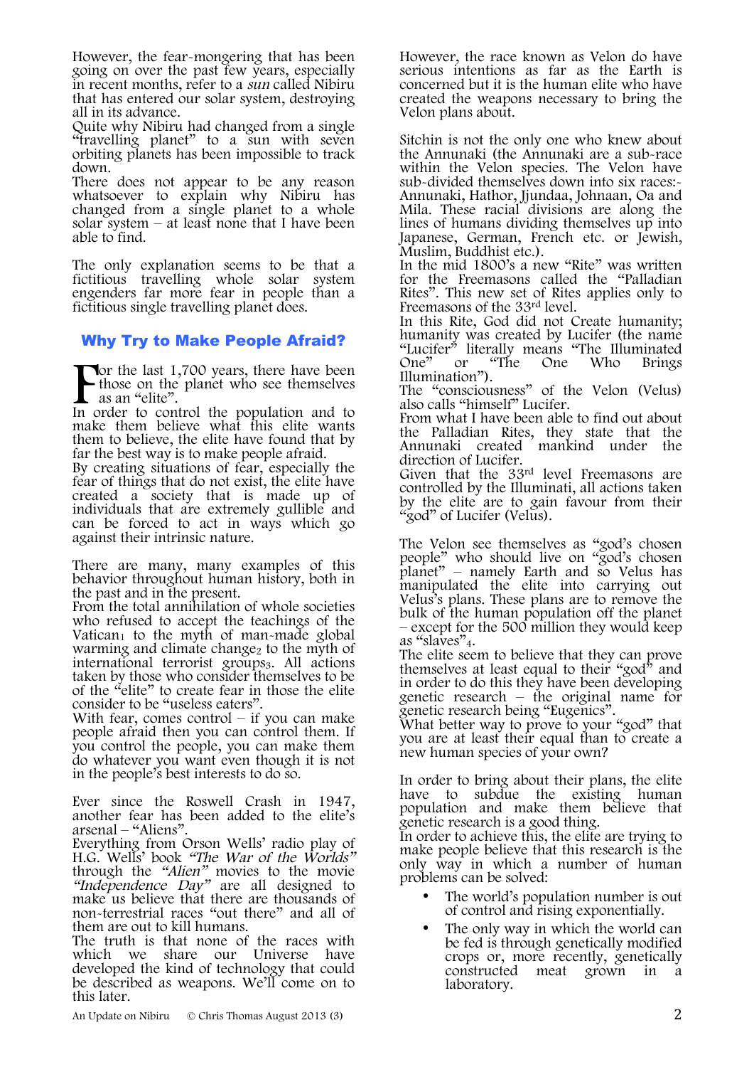However, the fear-mongering that has been going on over the past few years, especially in recent months, refer to a *sun* called Nibiru that has entered our solar system, destroying all in its advance.

Quite why Nibiru had changed from a single "travelling planet" to a sun with seven orbiting planets has been impossible to track down.

There does not appear to be any reason whatsoever to explain why Nibiru has changed from a single planet to a whole solar system – at least none that I have been able to find.

The only explanation seems to be that a fictitious travelling whole solar system engenders far more fear in people than a fictitious single travelling planet does.

## Why Try to Make People Afraid?

For the last 1,700 years, there have been those on the planet who see themselves as an "elite".

In order to control the population and to make them believe what this elite wants them to believe, the elite have found that by far the best way is to make people afraid.

By creating situations of fear, especially the fear of things that do not exist, the elite have created a society that is made up of individuals that are extremely gullible and can be forced to act in ways which go against their intrinsic nature.

There are many, many examples of this behavior throughout human history, both in the past and in the present.

From the total annihilation of whole societies who refused to accept the teachings of the Vatican[1] to the myth of man-made global warming and climate change[2] to the myth of international terrorist groups[3]. All actions taken by those who consider themselves to be of the "elite" to create fear in those the elite consider to be "useless eaters".

With fear, comes control – if you can make people afraid then you can control them. If you control the people, you can make them do whatever you want even though it is not in the people's best interests to do so.

Ever since the Roswell Crash in 1947, another fear has been added to the elite's arsenal – "Aliens".

Everything from Orson Wells' radio play of H.G. Wells' book *"The War of the Worlds"* through the *"Alien"* movies to the movie *"Independence Day"* are all designed to make us believe that there are thousands of non-terrestrial races "out there" and all of them are out to kill humans.

The truth is that none of the races with which we share our Universe have developed the kind of technology that could be described as weapons. We'll come on to this later.

However, the race known as Velon do have serious intentions as far as the Earth is concerned but it is the human elite who have created the weapons necessary to bring the Velon plans about.

Sitchin is not the only one who knew about the Annunaki (the Annunaki are a sub-race within the Velon species. The Velon have sub-divided themselves down into six races:- Annunaki, Hathor, Jjundaa, Johnaan, Oa and Mila. These racial divisions are along the lines of humans dividing themselves up into Japanese, German, French etc. or Jewish, Muslim, Buddhist etc.).

In the mid 1800's a new "Rite" was written for the Freemasons called the "Palladian Rites". This new set of Rites applies only to Freemasons of the 33rd level.

In this Rite, God did not Create humanity; humanity was created by Lucifer (the name "Lucifer" literally means "The Illuminated One" or "The One Who Brings Illumination").

The "consciousness" of the Velon (Velus) also calls "himself" Lucifer.

From what I have been able to find out about the Palladian Rites, they state that the Annunaki created mankind under the direction of Lucifer.

Given that the 33rd level Freemasons are controlled by the Illuminati, all actions taken by the elite are to gain favour from their "god" of Lucifer (Velus).

The Velon see themselves as "god's chosen people" who should live on "god's chosen planet" – namely Earth and so Velus has manipulated the elite into carrying out Velus's plans. These plans are to remove the bulk of the human population off the planet – except for the 500 million they would keep as "slaves"[4].

The elite seem to believe that they can prove themselves at least equal to their "god" and in order to do this they have been developing genetic research – the original name for genetic research being "Eugenics".

What better way to prove to your "god" that you are at least their equal than to create a new human species of your own?

In order to bring about their plans, the elite have to subdue the existing human population and make them believe that genetic research is a good thing.

In order to achieve this, the elite are trying to make people believe that this research is the only way in which a number of human problems can be solved:

- The world's population number is out of control and rising exponentially.
- The only way in which the world can be fed is through genetically modified crops or, more recently, genetically constructed meat grown in a laboratory.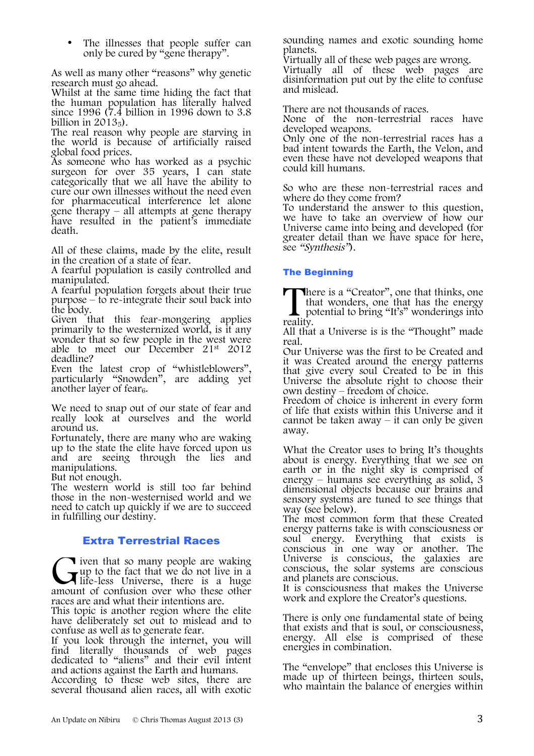- The illnesses that people suffer can only be cured by "gene therapy".

As well as many other "reasons" why genetic research must go ahead.
Whilst at the same time hiding the fact that the human population has literally halved since 1996 (7.4 billion in 1996 down to 3.8 billion in 2013[5]).
The real reason why people are starving in the world is because of artificially raised global food prices.
As someone who has worked as a psychic surgeon for over 35 years, I can state categorically that we all have the ability to cure our own illnesses without the need even for pharmaceutical interference let alone gene therapy – all attempts at gene therapy have resulted in the patient's immediate death.

All of these claims, made by the elite, result in the creation of a state of fear.
A fearful population is easily controlled and manipulated.
A fearful population forgets about their true purpose – to re-integrate their soul back into the body.
Given that this fear-mongering applies primarily to the westernized world, is it any wonder that so few people in the west were able to meet our December 21st 2012 deadline?
Even the latest crop of "whistleblowers", particularly "Snowden", are adding yet another layer of fear[6].

We need to snap out of our state of fear and really look at ourselves and the world around us.
Fortunately, there are many who are waking up to the state the elite have forced upon us and are seeing through the lies and manipulations.
But not enough.
The western world is still too far behind those in the non-westernised world and we need to catch up quickly if we are to succeed in fulfilling our destiny.

## Extra Terrestrial Races

Given that so many people are waking up to the fact that we do not live in a life-less Universe, there is a huge amount of confusion over who these other races are and what their intentions are.
This topic is another region where the elite have deliberately set out to mislead and to confuse as well as to generate fear.
If you look through the internet, you will find literally thousands of web pages dedicated to "aliens" and their evil intent and actions against the Earth and humans.
According to these web sites, there are several thousand alien races, all with exotic sounding names and exotic sounding home planets.
Virtually all of these web pages are wrong.
Virtually all of these web pages are disinformation put out by the elite to confuse and mislead.

There are not thousands of races.
None of the non-terrestrial races have developed weapons.
Only one of the non-terrestrial races has a bad intent towards the Earth, the Velon, and even these have not developed weapons that could kill humans.

So who are these non-terrestrial races and where do they come from?
To understand the answer to this question, we have to take an overview of how our Universe came into being and developed (for greater detail than we have space for here, see *"Synthesis"*).

## The Beginning

There is a "Creator", one that thinks, one that wonders, one that has the energy potential to bring "It's" wonderings into reality.
All that a Universe is is the "Thought" made real.
Our Universe was the first to be Created and it was Created around the energy patterns that give every soul Created to be in this Universe the absolute right to choose their own destiny – freedom of choice.
Freedom of choice is inherent in every form of life that exists within this Universe and it cannot be taken away – it can only be given away.

What the Creator uses to bring It's thoughts about is energy. Everything that we see on earth or in the night sky is comprised of energy – humans see everything as solid, 3 dimensional objects because our brains and sensory systems are tuned to see things that way (see below).
The most common form that these Created energy patterns take is with consciousness or soul energy. Everything that exists is conscious in one way or another. The Universe is conscious, the galaxies are conscious, the solar systems are conscious and planets are conscious.
It is consciousness that makes the Universe work and explore the Creator's questions.

There is only one fundamental state of being that exists and that is soul, or consciousness, energy. All else is comprised of these energies in combination.

The "envelope" that encloses this Universe is made up of thirteen beings, thirteen souls, who maintain the balance of energies within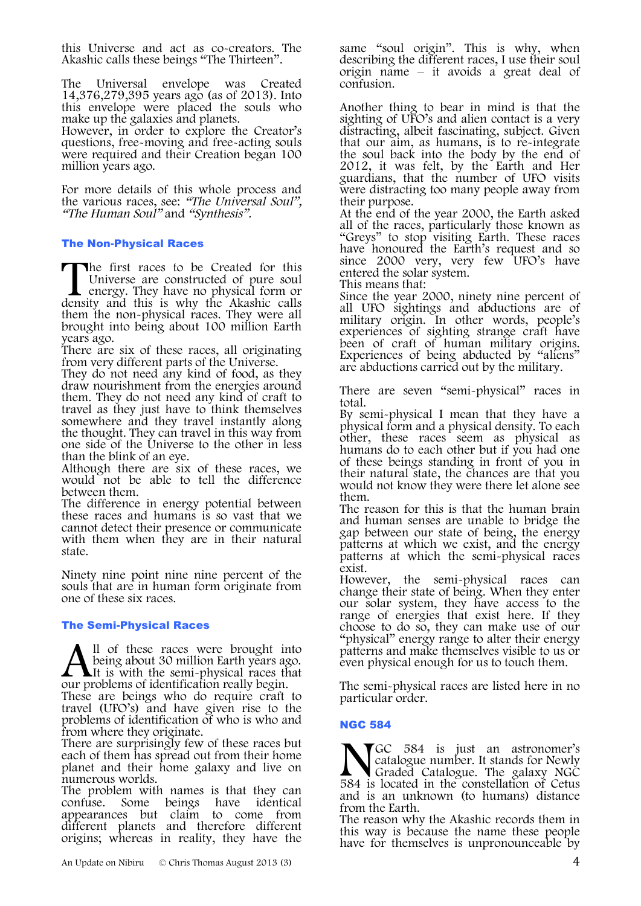this Universe and act as co-creators. The Akashic calls these beings "The Thirteen".

The Universal envelope was Created 14,376,279,395 years ago (as of 2013). Into this envelope were placed the souls who make up the galaxies and planets.
However, in order to explore the Creator's questions, free-moving and free-acting souls were required and their Creation began 100 million years ago.

For more details of this whole process and the various races, see: *"The Universal Soul", "The Human Soul"* and *"Synthesis".*

### The Non-Physical Races

The first races to be Created for this Universe are constructed of pure soul energy. They have no physical form or density and this is why the Akashic calls them the non-physical races. They were all brought into being about 100 million Earth years ago.
There are six of these races, all originating from very different parts of the Universe.
They do not need any kind of food, as they draw nourishment from the energies around them. They do not need any kind of craft to travel as they just have to think themselves somewhere and they travel instantly along the thought. They can travel in this way from one side of the Universe to the other in less than the blink of an eye.
Although there are six of these races, we would not be able to tell the difference between them.
The difference in energy potential between these races and humans is so vast that we cannot detect their presence or communicate with them when they are in their natural state.

Ninety nine point nine nine percent of the souls that are in human form originate from one of these six races.

### The Semi-Physical Races

All of these races were brought into being about 30 million Earth years ago. It is with the semi-physical races that our problems of identification really begin.
These are beings who do require craft to travel (UFO's) and have given rise to the problems of identification of who is who and from where they originate.
There are surprisingly few of these races but each of them has spread out from their home planet and their home galaxy and live on numerous worlds.
The problem with names is that they can confuse. Some beings have identical appearances but claim to come from different planets and therefore different origins; whereas in reality, they have the same "soul origin". This is why, when describing the different races, I use their soul origin name – it avoids a great deal of confusion.

Another thing to bear in mind is that the sighting of UFO's and alien contact is a very distracting, albeit fascinating, subject. Given that our aim, as humans, is to re-integrate the soul back into the body by the end of 2012, it was felt, by the Earth and Her guardians, that the number of UFO visits were distracting too many people away from their purpose.
At the end of the year 2000, the Earth asked all of the races, particularly those known as "Greys" to stop visiting Earth. These races have honoured the Earth's request and so since 2000 very, very few UFO's have entered the solar system.
This means that:
Since the year 2000, ninety nine percent of all UFO sightings and abductions are of military origin. In other words, people's experiences of sighting strange craft have been of craft of human military origins. Experiences of being abducted by "aliens" are abductions carried out by the military.

There are seven "semi-physical" races in total.
By semi-physical I mean that they have a physical form and a physical density. To each other, these races seem as physical as humans do to each other but if you had one of these beings standing in front of you in their natural state, the chances are that you would not know they were there let alone see them.
The reason for this is that the human brain and human senses are unable to bridge the gap between our state of being, the energy patterns at which we exist, and the energy patterns at which the semi-physical races exist.
However, the semi-physical races can change their state of being. When they enter our solar system, they have access to the range of energies that exist here. If they choose to do so, they can make use of our "physical" energy range to alter their energy patterns and make themselves visible to us or even physical enough for us to touch them.

The semi-physical races are listed here in no particular order.

### NGC 584

NGC 584 is just an astronomer's catalogue number. It stands for Newly Graded Catalogue. The galaxy NGC 584 is located in the constellation of Cetus and is an unknown (to humans) distance from the Earth.
The reason why the Akashic records them in this way is because the name these people have for themselves is unpronounceable by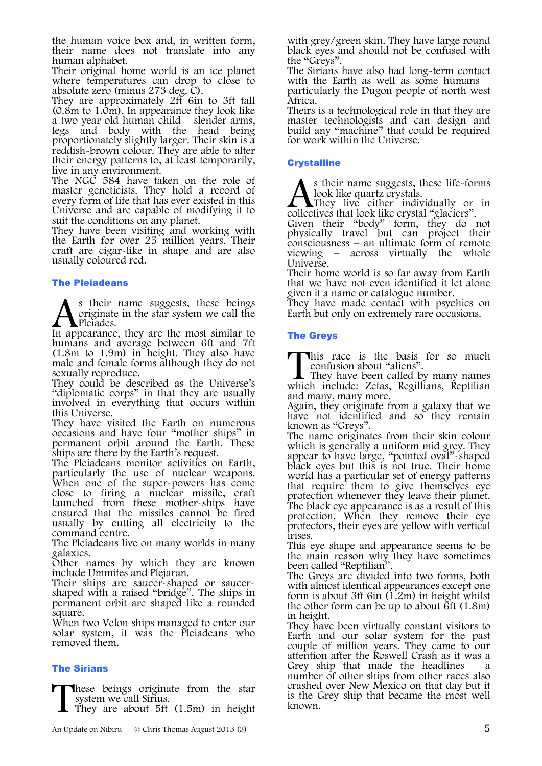the human voice box and, in written form, their name does not translate into any human alphabet.
Their original home world is an ice planet where temperatures can drop to close to absolute zero (minus 273 deg. C).
They are approximately 2ft 6in to 3ft tall (0.8m to 1.0m). In appearance they look like a two year old human child – slender arms, legs and body with the head being proportionately slightly larger. Their skin is a reddish-brown colour. They are able to alter their energy patterns to, at least temporarily, live in any environment.
The NGC 584 have taken on the role of master geneticists. They hold a record of every form of life that has ever existed in this Universe and are capable of modifying it to suit the conditions on any planet.
They have been visiting and working with the Earth for over 25 million years. Their craft are cigar-like in shape and are also usually coloured red.

### The Pleiadeans

As their name suggests, these beings originate in the star system we call the Pleiades.
In appearance, they are the most similar to humans and average between 6ft and 7ft (1.8m to 1.9m) in height. They also have male and female forms although they do not sexually reproduce.
They could be described as the Universe's "diplomatic corps" in that they are usually involved in everything that occurs within this Universe.
They have visited the Earth on numerous occasions and have four "mother ships" in permanent orbit around the Earth. These ships are there by the Earth's request.
The Pleiadeans monitor activities on Earth, particularly the use of nuclear weapons. When one of the super-powers has come close to firing a nuclear missile, craft launched from these mother-ships have ensured that the missiles cannot be fired usually by cutting all electricity to the command centre.
The Pleiadeans live on many worlds in many galaxies.
Other names by which they are known include Ummites and Plejaran.
Their ships are saucer-shaped or saucer-shaped with a raised "bridge". The ships in permanent orbit are shaped like a rounded square.
When two Velon ships managed to enter our solar system, it was the Pleiadeans who removed them.

### The Sirians

These beings originate from the star system we call Sirius.
They are about 5ft (1.5m) in height with grey/green skin. They have large round black eyes and should not be confused with the "Greys".
The Sirians have also had long-term contact with the Earth as well as some humans – particularly the Dugon people of north west Africa.
Theirs is a technological role in that they are master technologists and can design and build any "machine" that could be required for work within the Universe.

### Crystalline

As their name suggests, these life-forms look like quartz crystals.
They live either individually or in collectives that look like crystal "glaciers".
Given their "body" form, they do not physically travel but can project their consciousness – an ultimate form of remote viewing – across virtually the whole Universe.
Their home world is so far away from Earth that we have not even identified it let alone given it a name or catalogue number.
They have made contact with psychics on Earth but only on extremely rare occasions.

### The Greys

This race is the basis for so much confusion about "aliens".
They have been called by many names which include: Zetas, Regillians, Reptilian and many, many more.
Again, they originate from a galaxy that we have not identified and so they remain known as "Greys".
The name originates from their skin colour which is generally a uniform mid grey. They appear to have large, "pointed oval"-shaped black eyes but this is not true. Their home world has a particular set of energy patterns that require them to give themselves eye protection whenever they leave their planet. The black eye appearance is as a result of this protection. When they remove their eye protectors, their eyes are yellow with vertical irises.
This eye shape and appearance seems to be the main reason why they have sometimes been called "Reptilian".
The Greys are divided into two forms, both with almost identical appearances except one form is about 3ft 6in (1.2m) in height whilst the other form can be up to about 6ft (1.8m) in height.
They have been virtually constant visitors to Earth and our solar system for the past couple of million years. They came to our attention after the Roswell Crash as it was a Grey ship that made the headlines – a number of other ships from other races also crashed over New Mexico on that day but it is the Grey ship that became the most well known.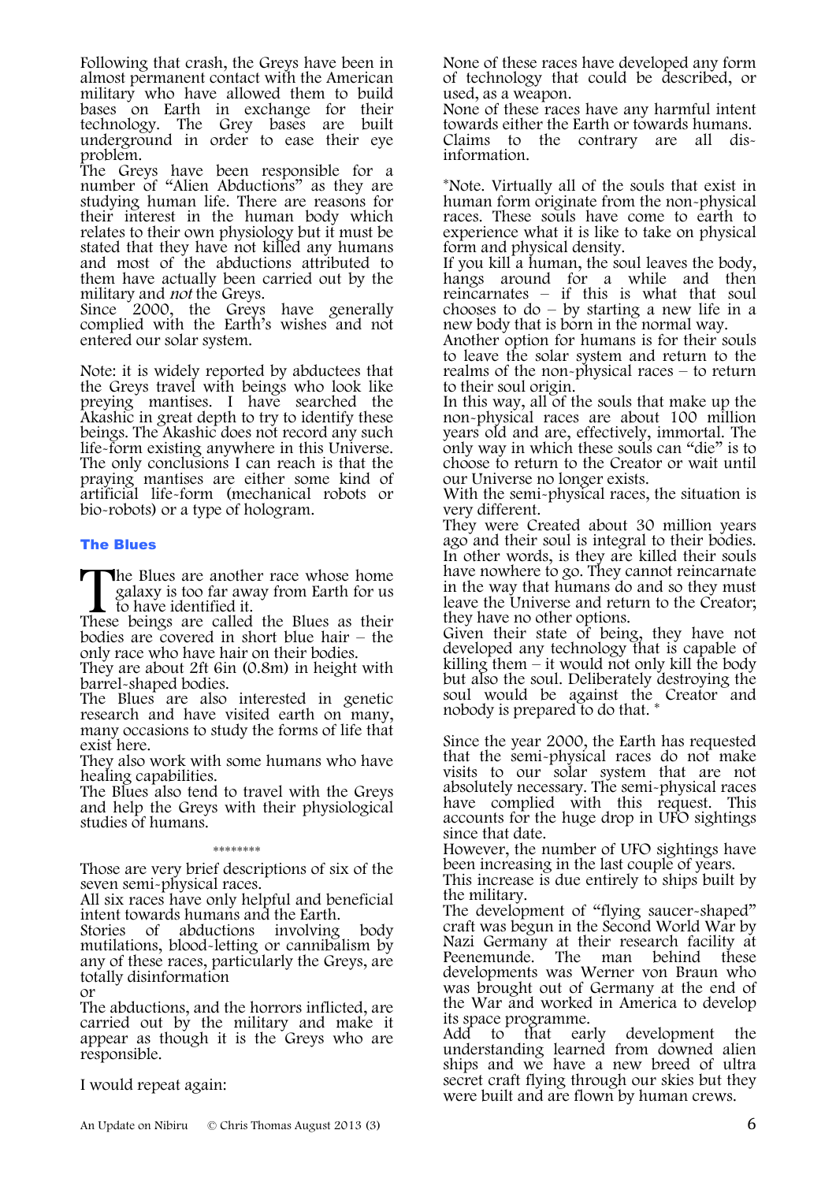Following that crash, the Greys have been in almost permanent contact with the American military who have allowed them to build bases on Earth in exchange for their technology. The Grey bases are built underground in order to ease their eye problem.

The Greys have been responsible for a number of "Alien Abductions" as they are studying human life. There are reasons for their interest in the human body which relates to their own physiology but it must be stated that they have not killed any humans and most of the abductions attributed to them have actually been carried out by the military and *not* the Greys.

Since 2000, the Greys have generally complied with the Earth's wishes and not entered our solar system.

Note: it is widely reported by abductees that the Greys travel with beings who look like preying mantises. I have searched the Akashic in great depth to try to identify these beings. The Akashic does not record any such life-form existing anywhere in this Universe. The only conclusions I can reach is that the praying mantises are either some kind of artificial life-form (mechanical robots or bio-robots) or a type of hologram.

### The Blues

The Blues are another race whose home galaxy is too far away from Earth for us to have identified it.

These beings are called the Blues as their bodies are covered in short blue hair – the only race who have hair on their bodies.

They are about 2ft 6in (0.8m) in height with barrel-shaped bodies.

The Blues are also interested in genetic research and have visited earth on many, many occasions to study the forms of life that exist here.

They also work with some humans who have healing capabilities.

The Blues also tend to travel with the Greys and help the Greys with their physiological studies of humans.

\*\*\*\*\*\*\*\*

Those are very brief descriptions of six of the seven semi-physical races.

All six races have only helpful and beneficial intent towards humans and the Earth.

Stories of abductions involving body mutilations, blood-letting or cannibalism by any of these races, particularly the Greys, are totally disinformation

or

The abductions, and the horrors inflicted, are carried out by the military and make it appear as though it is the Greys who are responsible.

I would repeat again:

None of these races have developed any form of technology that could be described, or used, as a weapon.

None of these races have any harmful intent towards either the Earth or towards humans. Claims to the contrary are all dis-information.

\*Note. Virtually all of the souls that exist in human form originate from the non-physical races. These souls have come to earth to experience what it is like to take on physical form and physical density.

If you kill a human, the soul leaves the body, hangs around for a while and then reincarnates – if this is what that soul chooses to do – by starting a new life in a new body that is born in the normal way.

Another option for humans is for their souls to leave the solar system and return to the realms of the non-physical races – to return to their soul origin.

In this way, all of the souls that make up the non-physical races are about 100 million years old and are, effectively, immortal. The only way in which these souls can "die" is to choose to return to the Creator or wait until our Universe no longer exists.

With the semi-physical races, the situation is very different.

They were Created about 30 million years ago and their soul is integral to their bodies. In other words, is they are killed their souls have nowhere to go. They cannot reincarnate in the way that humans do and so they must leave the Universe and return to the Creator; they have no other options.

Given their state of being, they have not developed any technology that is capable of killing them – it would not only kill the body but also the soul. Deliberately destroying the soul would be against the Creator and nobody is prepared to do that. \*

Since the year 2000, the Earth has requested that the semi-physical races do not make visits to our solar system that are not absolutely necessary. The semi-physical races have complied with this request. This accounts for the huge drop in UFO sightings since that date.

However, the number of UFO sightings have been increasing in the last couple of years. This increase is due entirely to ships built by the military.

The development of "flying saucer-shaped" craft was begun in the Second World War by Nazi Germany at their research facility at Peenemunde. The man behind these developments was Werner von Braun who was brought out of Germany at the end of the War and worked in America to develop its space programme.

Add to that early development the understanding learned from downed alien ships and we have a new breed of ultra secret craft flying through our skies but they were built and are flown by human crews.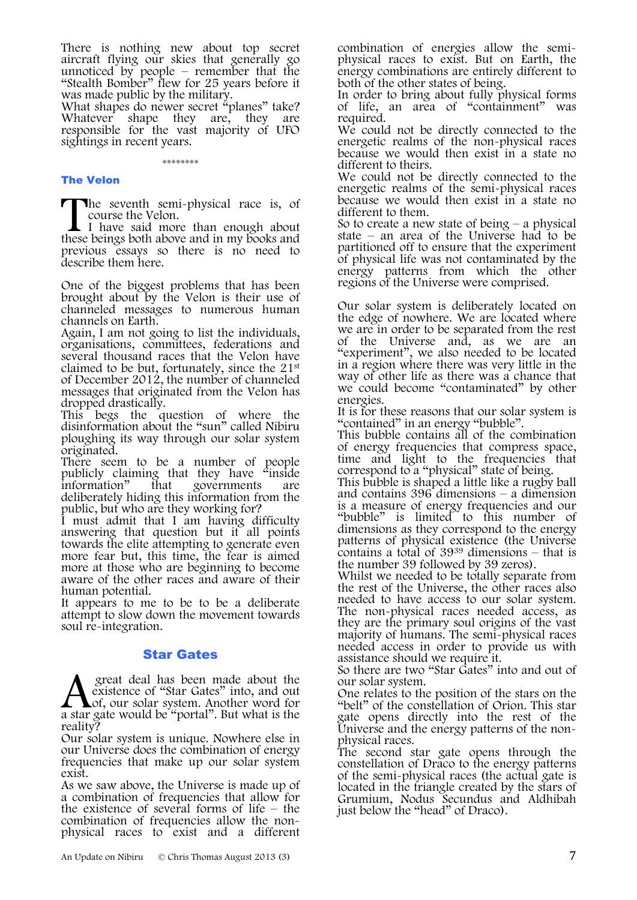There is nothing new about top secret aircraft flying our skies that generally go unnoticed by people – remember that the "Stealth Bomber" flew for 25 years before it was made public by the military.

What shapes do newer secret "planes" take? Whatever shape they are, they are responsible for the vast majority of UFO sightings in recent years.

\*\*\*\*\*\*\*\*

### The Velon

The seventh semi-physical race is, of course the Velon.

I have said more than enough about these beings both above and in my books and previous essays so there is no need to describe them here.

One of the biggest problems that has been brought about by the Velon is their use of channeled messages to numerous human channels on Earth.

Again, I am not going to list the individuals, organisations, committees, federations and several thousand races that the Velon have claimed to be but, fortunately, since the 21st of December 2012, the number of channeled messages that originated from the Velon has dropped drastically.

This begs the question of where the disinformation about the "sun" called Nibiru ploughing its way through our solar system originated.

There seem to be a number of people publicly claiming that they have "inside information" that governments are deliberately hiding this information from the public, but who are they working for?

I must admit that I am having difficulty answering that question but it all points towards the elite attempting to generate even more fear but, this time, the fear is aimed more at those who are beginning to become aware of the other races and aware of their human potential.

It appears to me to be to be a deliberate attempt to slow down the movement towards soul re-integration.

## Star Gates

A great deal has been made about the existence of "Star Gates" into, and out of, our solar system. Another word for a star gate would be "portal". But what is the reality?

Our solar system is unique. Nowhere else in our Universe does the combination of energy frequencies that make up our solar system exist.

As we saw above, the Universe is made up of a combination of frequencies that allow for the existence of several forms of life – the combination of frequencies allow the non-physical races to exist and a different combination of energies allow the semi-physical races to exist. But on Earth, the energy combinations are entirely different to both of the other states of being.

In order to bring about fully physical forms of life, an area of "containment" was required.

We could not be directly connected to the energetic realms of the non-physical races because we would then exist in a state no different to theirs.

We could not be directly connected to the energetic realms of the semi-physical races because we would then exist in a state no different to them.

So to create a new state of being – a physical state – an area of the Universe had to be partitioned off to ensure that the experiment of physical life was not contaminated by the energy patterns from which the other regions of the Universe were comprised.

Our solar system is deliberately located on the edge of nowhere. We are located where we are in order to be separated from the rest of the Universe and, as we are an "experiment", we also needed to be located in a region where there was very little in the way of other life as there was a chance that we could become "contaminated" by other energies.

It is for these reasons that our solar system is "contained" in an energy "bubble".

This bubble contains all of the combination of energy frequencies that compress space, time and light to the frequencies that correspond to a "physical" state of being.

This bubble is shaped a little like a rugby ball and contains 396 dimensions – a dimension is a measure of energy frequencies and our "bubble" is limited to this number of dimensions as they correspond to the energy patterns of physical existence (the Universe contains a total of $39^{39}$ dimensions – that is the number 39 followed by 39 zeros).

Whilst we needed to be totally separate from the rest of the Universe, the other races also needed to have access to our solar system. The non-physical races needed access, as they are the primary soul origins of the vast majority of humans. The semi-physical races needed access in order to provide us with assistance should we require it.

So there are two "Star Gates" into and out of our solar system.

One relates to the position of the stars on the "belt" of the constellation of Orion. This star gate opens directly into the rest of the Universe and the energy patterns of the non-physical races.

The second star gate opens through the constellation of Draco to the energy patterns of the semi-physical races (the actual gate is located in the triangle created by the stars of Grumium, Nodus Secundus and Aldhibah just below the "head" of Draco).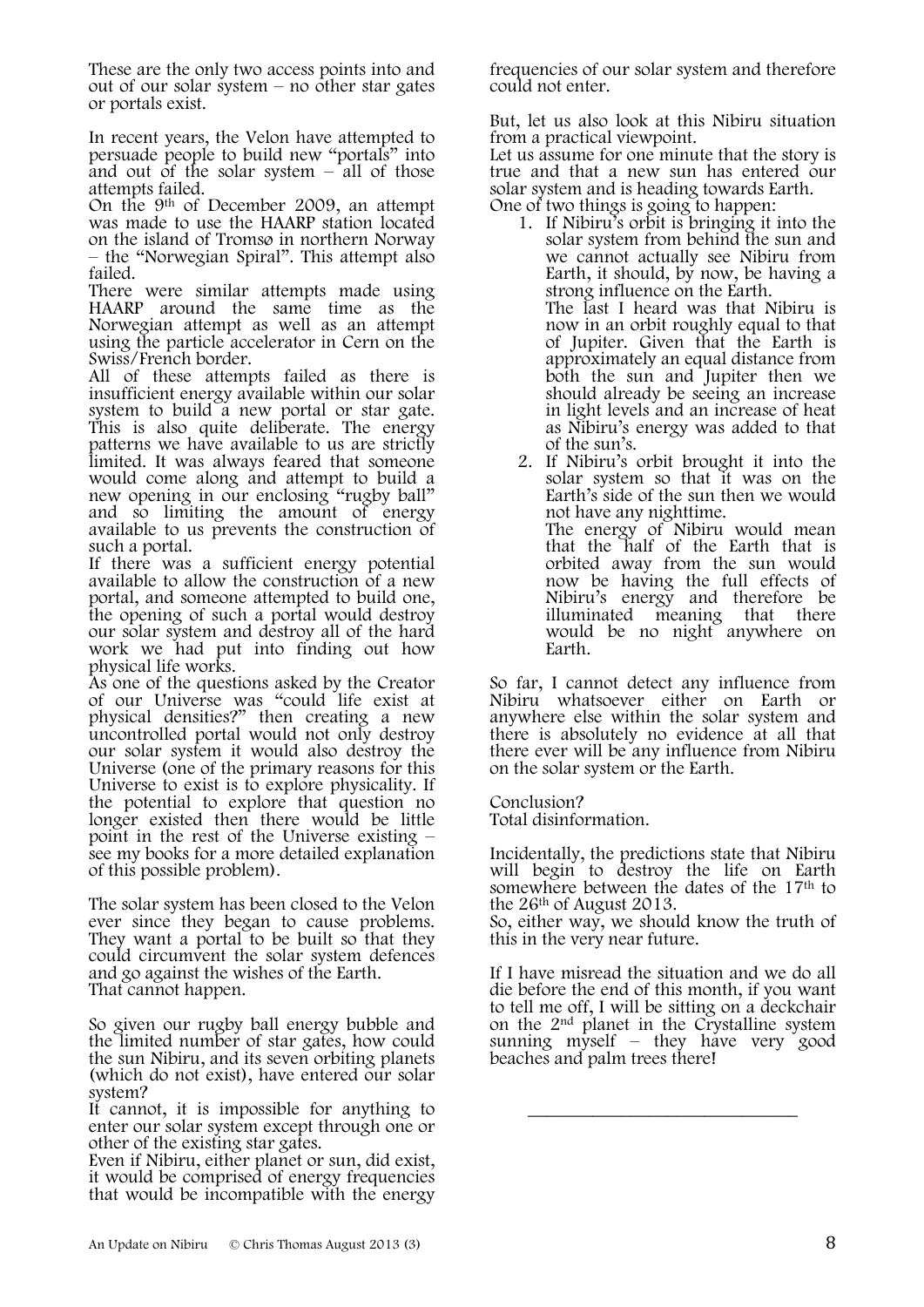These are the only two access points into and out of our solar system – no other star gates or portals exist.

In recent years, the Velon have attempted to persuade people to build new "portals" into and out of the solar system – all of those attempts failed.
On the 9th of December 2009, an attempt was made to use the HAARP station located on the island of Tromsø in northern Norway – the "Norwegian Spiral". This attempt also failed.
There were similar attempts made using HAARP around the same time as the Norwegian attempt as well as an attempt using the particle accelerator in Cern on the Swiss/French border.
All of these attempts failed as there is insufficient energy available within our solar system to build a new portal or star gate. This is also quite deliberate. The energy patterns we have available to us are strictly limited. It was always feared that someone would come along and attempt to build a new opening in our enclosing "rugby ball" and so limiting the amount of energy available to us prevents the construction of such a portal.
If there was a sufficient energy potential available to allow the construction of a new portal, and someone attempted to build one, the opening of such a portal would destroy our solar system and destroy all of the hard work we had put into finding out how physical life works.
As one of the questions asked by the Creator of our Universe was "could life exist at physical densities?" then creating a new uncontrolled portal would not only destroy our solar system it would also destroy the Universe (one of the primary reasons for this Universe to exist is to explore physicality. If the potential to explore that question no longer existed then there would be little point in the rest of the Universe existing – see my books for a more detailed explanation of this possible problem).

The solar system has been closed to the Velon ever since they began to cause problems. They want a portal to be built so that they could circumvent the solar system defences and go against the wishes of the Earth.
That cannot happen.

So given our rugby ball energy bubble and the limited number of star gates, how could the sun Nibiru, and its seven orbiting planets (which do not exist), have entered our solar system?
It cannot, it is impossible for anything to enter our solar system except through one or other of the existing star gates.
Even if Nibiru, either planet or sun, did exist, it would be comprised of energy frequencies that would be incompatible with the energy frequencies of our solar system and therefore could not enter.

But, let us also look at this Nibiru situation from a practical viewpoint.
Let us assume for one minute that the story is true and that a new sun has entered our solar system and is heading towards Earth.
One of two things is going to happen:

1. If Nibiru's orbit is bringing it into the solar system from behind the sun and we cannot actually see Nibiru from Earth, it should, by now, be having a strong influence on the Earth.
   The last I heard was that Nibiru is now in an orbit roughly equal to that of Jupiter. Given that the Earth is approximately an equal distance from both the sun and Jupiter then we should already be seeing an increase in light levels and an increase of heat as Nibiru's energy was added to that of the sun's.
2. If Nibiru's orbit brought it into the solar system so that it was on the Earth's side of the sun then we would not have any nighttime.
   The energy of Nibiru would mean that the half of the Earth that is orbited away from the sun would now be having the full effects of Nibiru's energy and therefore be illuminated meaning that there would be no night anywhere on Earth.

So far, I cannot detect any influence from Nibiru whatsoever either on Earth or anywhere else within the solar system and there is absolutely no evidence at all that there ever will be any influence from Nibiru on the solar system or the Earth.

Conclusion?
Total disinformation.

Incidentally, the predictions state that Nibiru will begin to destroy the life on Earth somewhere between the dates of the 17th to the 26th of August 2013.
So, either way, we should know the truth of this in the very near future.

If I have misread the situation and we do all die before the end of this month, if you want to tell me off, I will be sitting on a deckchair on the 2nd planet in the Crystalline system sunning myself – they have very good beaches and palm trees there!

---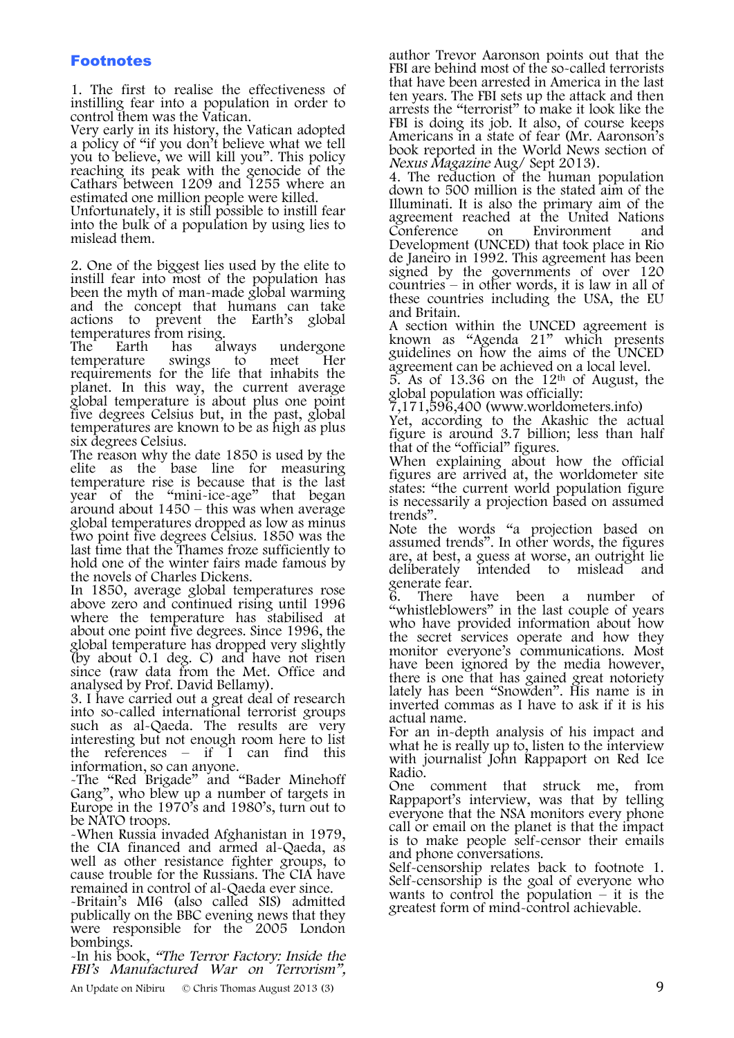## Footnotes

1. The first to realise the effectiveness of instilling fear into a population in order to control them was the Vatican.
Very early in its history, the Vatican adopted a policy of "if you don't believe what we tell you to believe, we will kill you". This policy reaching its peak with the genocide of the Cathars between 1209 and 1255 where an estimated one million people were killed.
Unfortunately, it is still possible to instill fear into the bulk of a population by using lies to mislead them.

2. One of the biggest lies used by the elite to instill fear into most of the population has been the myth of man-made global warming and the concept that humans can take actions to prevent the Earth's global temperatures from rising.
The Earth has always undergone temperature swings to meet Her requirements for the life that inhabits the planet. In this way, the current average global temperature is about plus one point five degrees Celsius but, in the past, global temperatures are known to be as high as plus six degrees Celsius.
The reason why the date 1850 is used by the elite as the base line for measuring temperature rise is because that is the last year of the "mini-ice-age" that began around about 1450 – this was when average global temperatures dropped as low as minus two point five degrees Celsius. 1850 was the last time that the Thames froze sufficiently to hold one of the winter fairs made famous by the novels of Charles Dickens.
In 1850, average global temperatures rose above zero and continued rising until 1996 where the temperature has stabilised at about one point five degrees. Since 1996, the global temperature has dropped very slightly (by about 0.1 deg. C) and have not risen since (raw data from the Met. Office and analysed by Prof. David Bellamy).

3. I have carried out a great deal of research into so-called international terrorist groups such as al-Qaeda. The results are very interesting but not enough room here to list the references – if I can find this information, so can anyone.
-The "Red Brigade" and "Bader Minehoff Gang", who blew up a number of targets in Europe in the 1970's and 1980's, turn out to be NATO troops.
-When Russia invaded Afghanistan in 1979, the CIA financed and armed al-Qaeda, as well as other resistance fighter groups, to cause trouble for the Russians. The CIA have remained in control of al-Qaeda ever since.
-Britain's MI6 (also called SIS) admitted publically on the BBC evening news that they were responsible for the 2005 London bombings.
-In his book, *"The Terror Factory: Inside the FBI's Manufactured War on Terrorism"*, author Trevor Aaronson points out that the FBI are behind most of the so-called terrorists that have been arrested in America in the last ten years. The FBI sets up the attack and then arrests the "terrorist" to make it look like the FBI is doing its job. It also, of course keeps Americans in a state of fear (Mr. Aaronson's book reported in the World News section of *Nexus Magazine* Aug/ Sept 2013).

4. The reduction of the human population down to 500 million is the stated aim of the Illuminati. It is also the primary aim of the agreement reached at the United Nations Conference on Environment and Development (UNCED) that took place in Rio de Janeiro in 1992. This agreement has been signed by the governments of over 120 countries – in other words, it is law in all of these countries including the USA, the EU and Britain.
A section within the UNCED agreement is known as "Agenda 21" which presents guidelines on how the aims of the UNCED agreement can be achieved on a local level.

5. As of 13.36 on the 12th of August, the global population was officially:
7,171,596,400 (www.worldometers.info)
Yet, according to the Akashic the actual figure is around 3.7 billion; less than half that of the "official" figures.
When explaining about how the official figures are arrived at, the worldometer site states: "the current world population figure is necessarily a projection based on assumed trends".
Note the words "a projection based on assumed trends". In other words, the figures are, at best, a guess at worse, an outright lie deliberately intended to mislead and generate fear.

6. There have been a number of "whistleblowers" in the last couple of years who have provided information about how the secret services operate and how they monitor everyone's communications. Most have been ignored by the media however, there is one that has gained great notoriety lately has been "Snowden". His name is in inverted commas as I have to ask if it is his actual name.
For an in-depth analysis of his impact and what he is really up to, listen to the interview with journalist John Rappaport on Red Ice Radio.
One comment that struck me, from Rappaport's interview, was that by telling everyone that the NSA monitors every phone call or email on the planet is that the impact is to make people self-censor their emails and phone conversations.
Self-censorship relates back to footnote 1. Self-censorship is the goal of everyone who wants to control the population – it is the greatest form of mind-control achievable.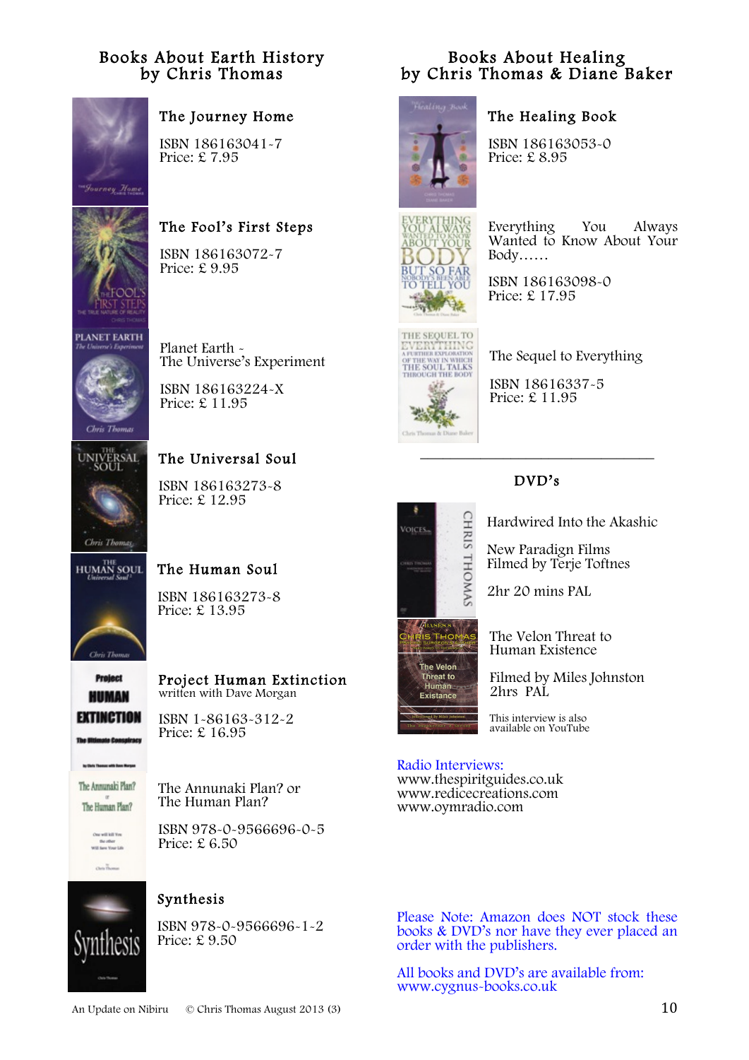## Books About Earth History by Chris Thomas

**The Journey Home**

ISBN 186163041-7
Price: £ 7.95

**The Fool's First Steps**

ISBN 186163072-7
Price: £ 9.95

Planet Earth - The Universe's Experiment

ISBN 186163224-X
Price: £ 11.95

**The Universal Soul**

ISBN 186163273-8
Price: £ 12.95

**The Human Soul**

ISBN 186163273-8
Price: £ 13.95

**Project Human Extinction**
written with Dave Morgan

ISBN 1-86163-312-2
Price: £ 16.95

The Annunaki Plan? or The Human Plan?

ISBN 978-0-9566696-0-5
Price: £ 6.50

**Synthesis**

ISBN 978-0-9566696-1-2
Price: £ 9.50

## Books About Healing by Chris Thomas & Diane Baker

**The Healing Book**

ISBN 186163053-0
Price: £ 8.95

Everything You Always Wanted to Know About Your Body……

ISBN 186163098-0
Price: £ 17.95

The Sequel to Everything

ISBN 18616337-5
Price: £ 11.95

---

## DVD's

Hardwired Into the Akashic

New Paradign Films
Filmed by Terje Toftnes

2hr 20 mins PAL

The Velon Threat to Human Existence

Filmed by Miles Johnston
2hrs PAL

This interview is also available on YouTube

Radio Interviews:
www.thespiritguides.co.uk
www.redicecreations.com
www.oymradio.com

Please Note: Amazon does NOT stock these books & DVD's nor have they ever placed an order with the publishers.

All books and DVD's are available from:
www.cygnus-books.co.uk

An Update on Nibiru © Chris Thomas August 2013 (3)